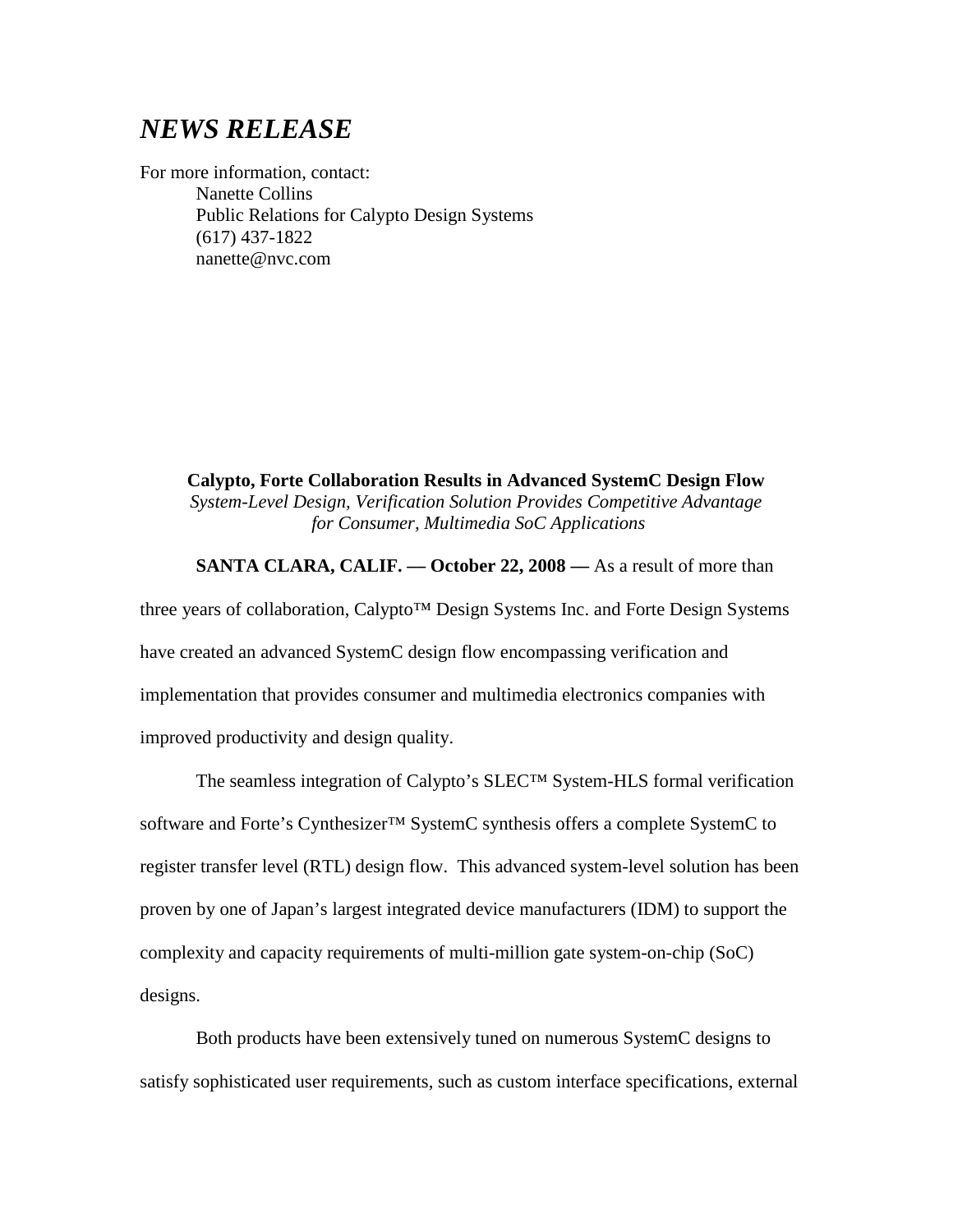# *NEWS RELEASE*

For more information, contact:

Nanette Collins
Public Relations for Calypto Design Systems
(617) 437-1822
nanette@nvc.com

**Calypto, Forte Collaboration Results in Advanced SystemC Design Flow**

*System-Level Design, Verification Solution Provides Competitive Advantage for Consumer, Multimedia SoC Applications*

**SANTA CLARA, CALIF. — October 22, 2008 —** As a result of more than three years of collaboration, Calypto™ Design Systems Inc. and Forte Design Systems have created an advanced SystemC design flow encompassing verification and implementation that provides consumer and multimedia electronics companies with improved productivity and design quality.

The seamless integration of Calypto's SLEC™ System-HLS formal verification software and Forte's Cynthesizer™ SystemC synthesis offers a complete SystemC to register transfer level (RTL) design flow. This advanced system-level solution has been proven by one of Japan's largest integrated device manufacturers (IDM) to support the complexity and capacity requirements of multi-million gate system-on-chip (SoC) designs.

Both products have been extensively tuned on numerous SystemC designs to satisfy sophisticated user requirements, such as custom interface specifications, external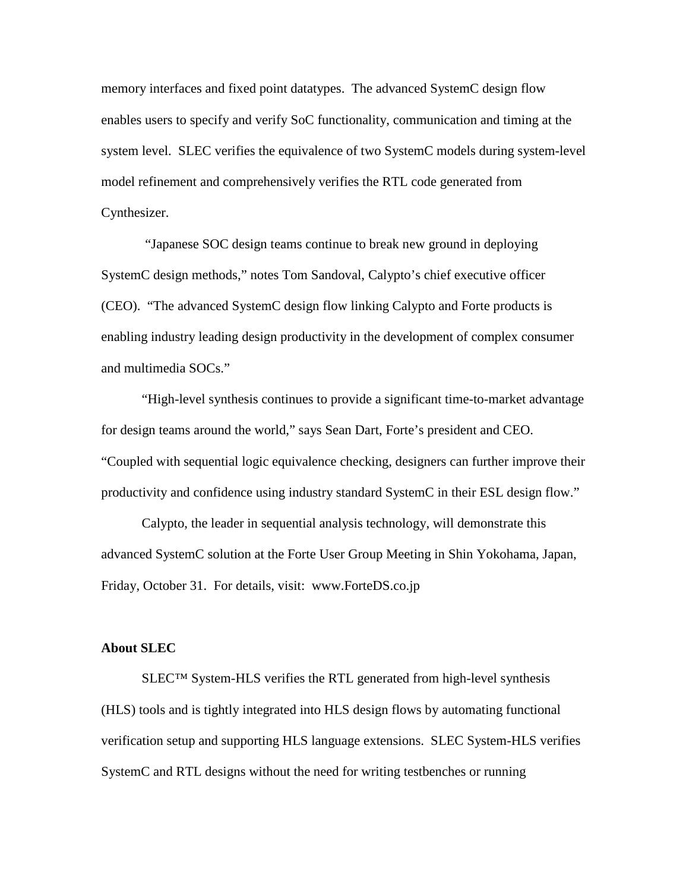memory interfaces and fixed point datatypes. The advanced SystemC design flow enables users to specify and verify SoC functionality, communication and timing at the system level. SLEC verifies the equivalence of two SystemC models during system-level model refinement and comprehensively verifies the RTL code generated from Cynthesizer.

"Japanese SOC design teams continue to break new ground in deploying SystemC design methods," notes Tom Sandoval, Calypto's chief executive officer (CEO). "The advanced SystemC design flow linking Calypto and Forte products is enabling industry leading design productivity in the development of complex consumer and multimedia SOCs."

"High-level synthesis continues to provide a significant time-to-market advantage for design teams around the world," says Sean Dart, Forte's president and CEO. "Coupled with sequential logic equivalence checking, designers can further improve their productivity and confidence using industry standard SystemC in their ESL design flow."

Calypto, the leader in sequential analysis technology, will demonstrate this advanced SystemC solution at the Forte User Group Meeting in Shin Yokohama, Japan, Friday, October 31. For details, visit: www.ForteDS.co.jp

**About SLEC**

SLEC™ System-HLS verifies the RTL generated from high-level synthesis (HLS) tools and is tightly integrated into HLS design flows by automating functional verification setup and supporting HLS language extensions. SLEC System-HLS verifies SystemC and RTL designs without the need for writing testbenches or running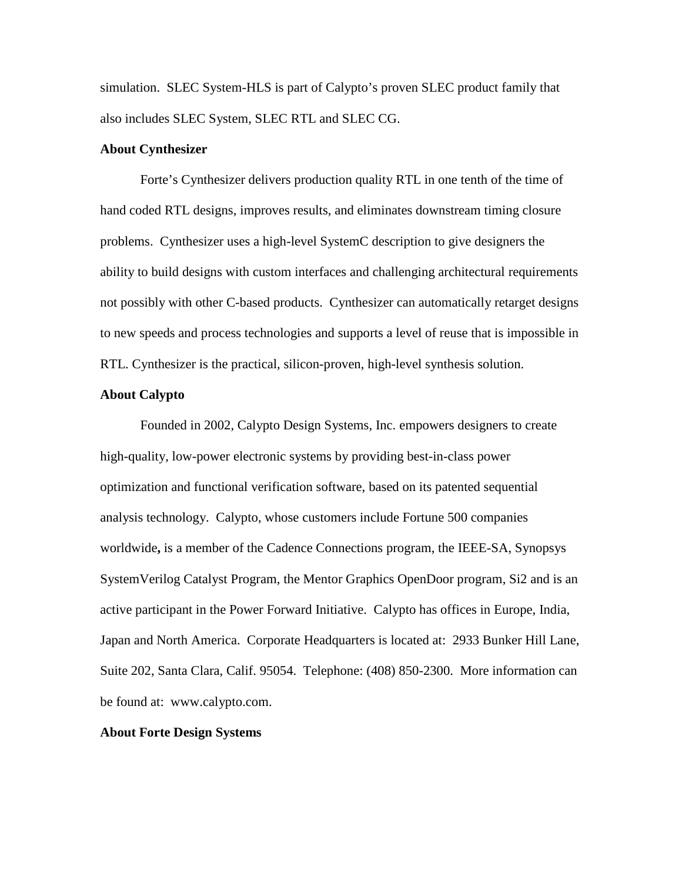simulation. SLEC System-HLS is part of Calypto's proven SLEC product family that also includes SLEC System, SLEC RTL and SLEC CG.

**About Cynthesizer**

Forte's Cynthesizer delivers production quality RTL in one tenth of the time of hand coded RTL designs, improves results, and eliminates downstream timing closure problems. Cynthesizer uses a high-level SystemC description to give designers the ability to build designs with custom interfaces and challenging architectural requirements not possibly with other C-based products. Cynthesizer can automatically retarget designs to new speeds and process technologies and supports a level of reuse that is impossible in RTL. Cynthesizer is the practical, silicon-proven, high-level synthesis solution.

**About Calypto**

Founded in 2002, Calypto Design Systems, Inc. empowers designers to create high-quality, low-power electronic systems by providing best-in-class power optimization and functional verification software, based on its patented sequential analysis technology. Calypto, whose customers include Fortune 500 companies worldwide**,** is a member of the Cadence Connections program, the IEEE-SA, Synopsys SystemVerilog Catalyst Program, the Mentor Graphics OpenDoor program, Si2 and is an active participant in the Power Forward Initiative. Calypto has offices in Europe, India, Japan and North America. Corporate Headquarters is located at: 2933 Bunker Hill Lane, Suite 202, Santa Clara, Calif. 95054. Telephone: (408) 850-2300. More information can be found at: www.calypto.com.

**About Forte Design Systems**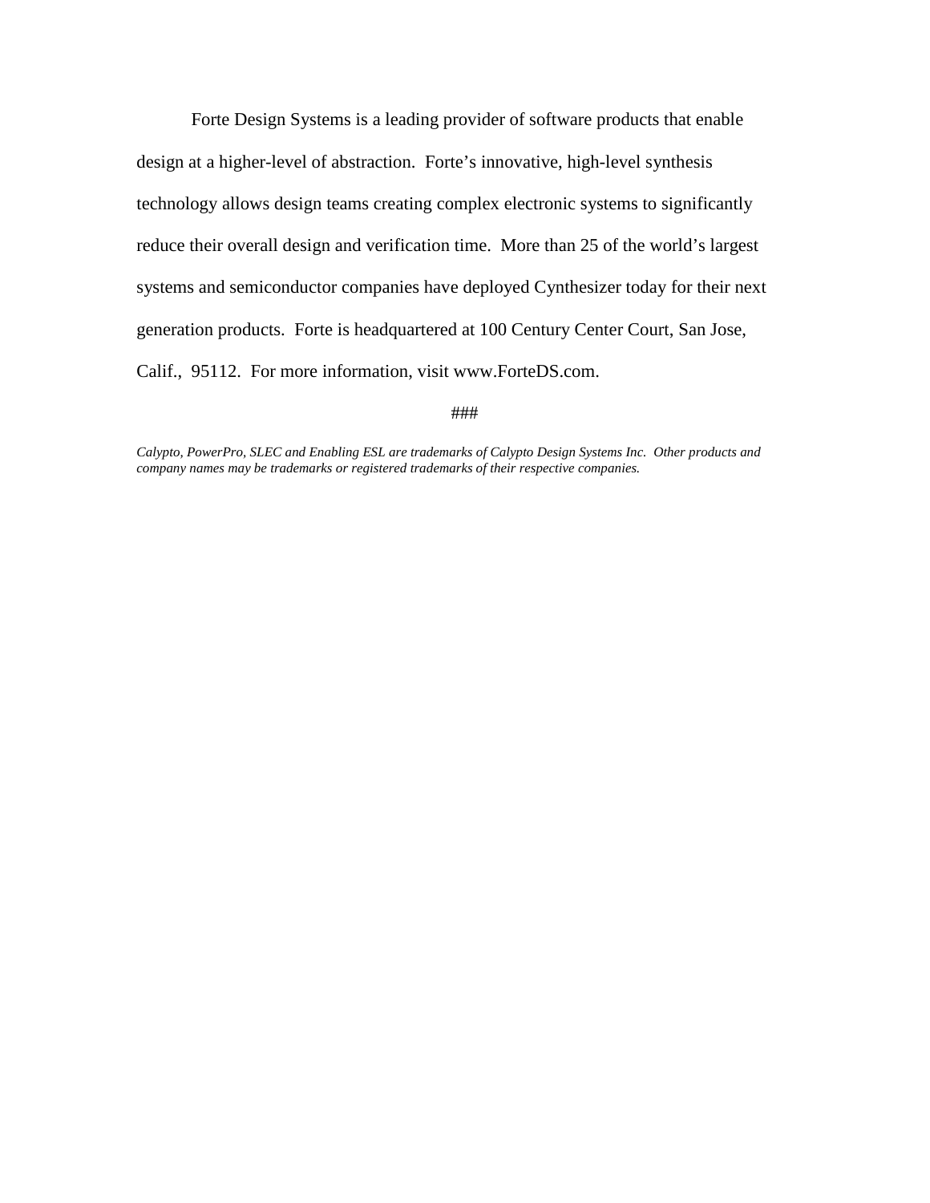Forte Design Systems is a leading provider of software products that enable design at a higher-level of abstraction.  Forte's innovative, high-level synthesis technology allows design teams creating complex electronic systems to significantly reduce their overall design and verification time.  More than 25 of the world's largest systems and semiconductor companies have deployed Cynthesizer today for their next generation products.  Forte is headquartered at 100 Century Center Court, San Jose, Calif.,  95112.  For more information, visit www.ForteDS.com.

###

*Calypto, PowerPro, SLEC and Enabling ESL are trademarks of Calypto Design Systems Inc.  Other products and company names may be trademarks or registered trademarks of their respective companies.*